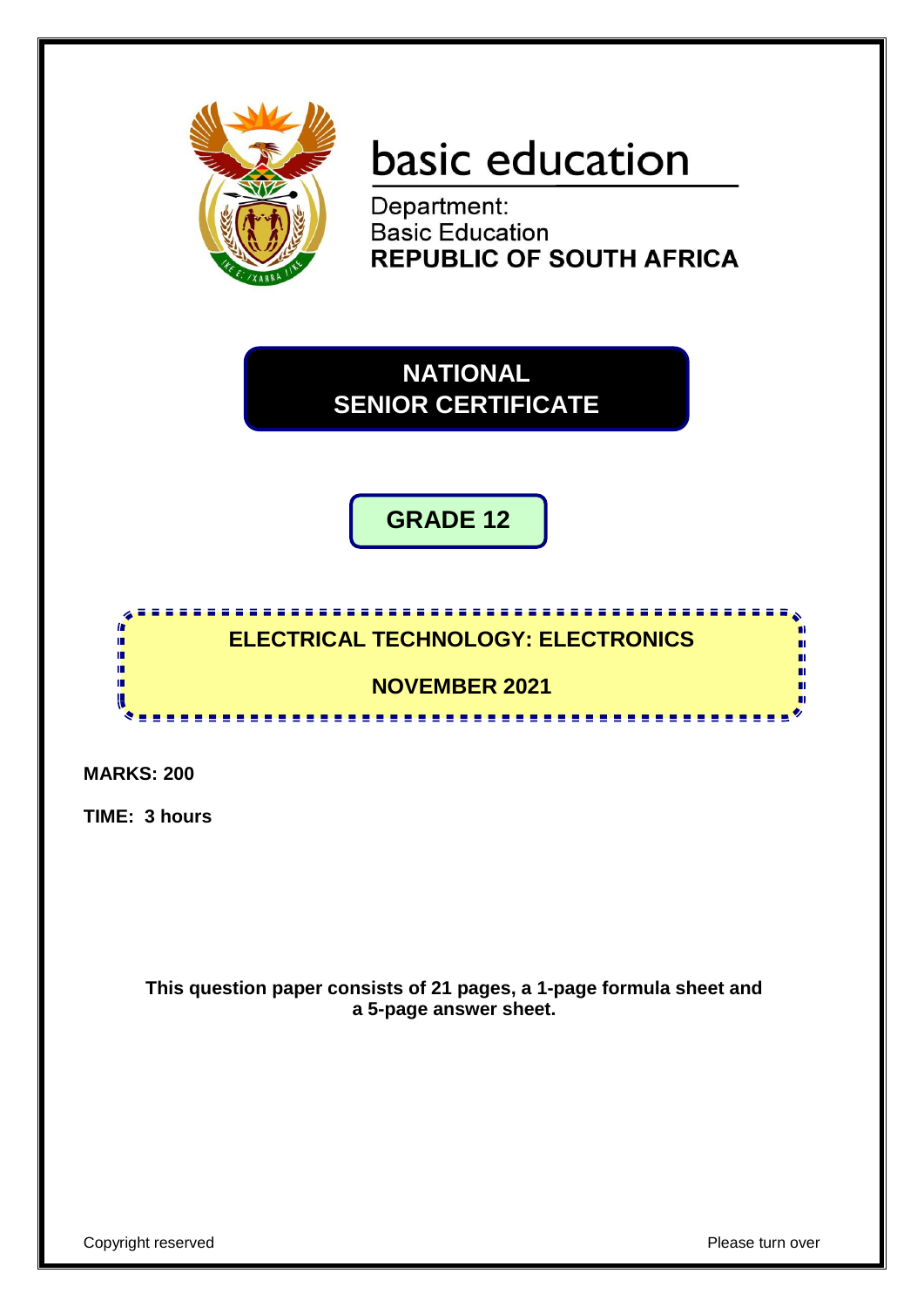# basic education

Department:
Basic Education
**REPUBLIC OF SOUTH AFRICA**

## NATIONAL SENIOR CERTIFICATE

## GRADE 12

## ELECTRICAL TECHNOLOGY: ELECTRONICS

## NOVEMBER 2021

**MARKS: 200**

**TIME: 3 hours**

**This question paper consists of 21 pages, a 1-page formula sheet and a 5-page answer sheet.**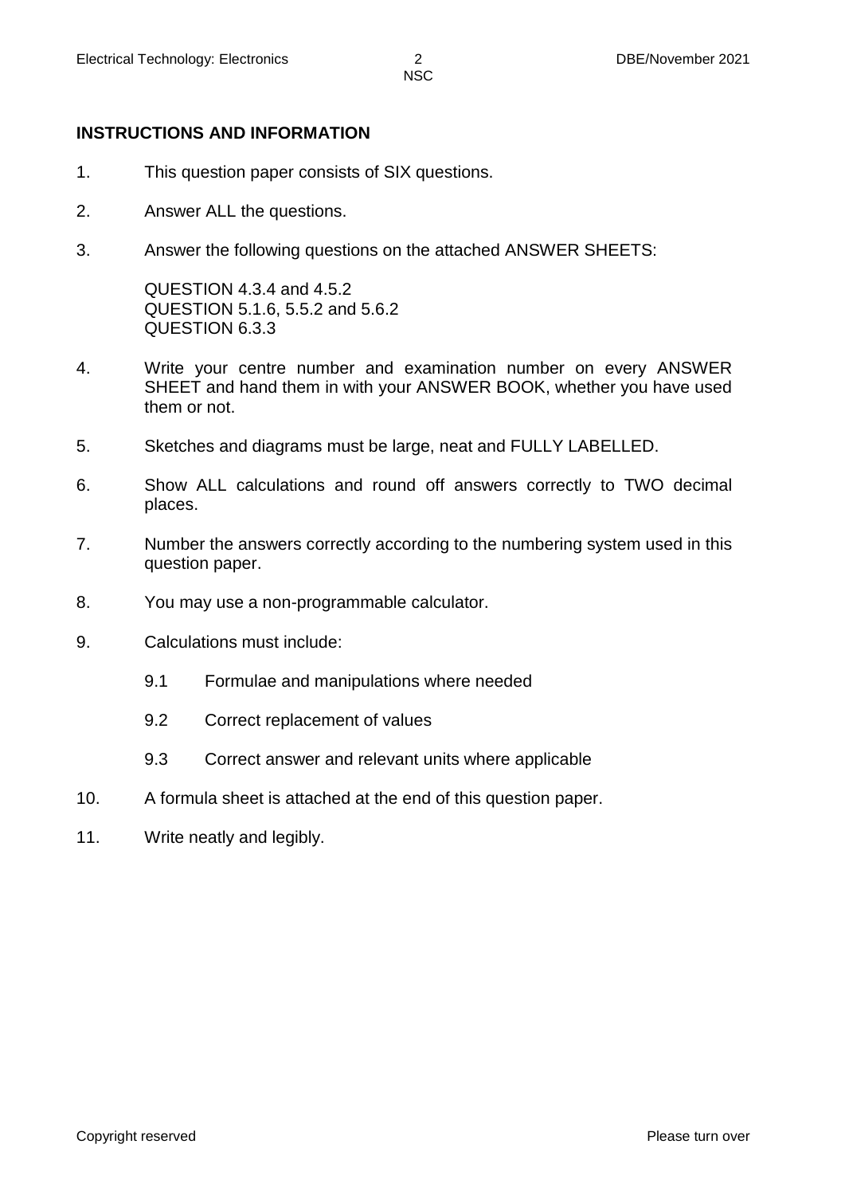## INSTRUCTIONS AND INFORMATION

1. This question paper consists of SIX questions.

2. Answer ALL the questions.

3. Answer the following questions on the attached ANSWER SHEETS:

   QUESTION 4.3.4 and 4.5.2
   QUESTION 5.1.6, 5.5.2 and 5.6.2
   QUESTION 6.3.3

4. Write your centre number and examination number on every ANSWER SHEET and hand them in with your ANSWER BOOK, whether you have used them or not.

5. Sketches and diagrams must be large, neat and FULLY LABELLED.

6. Show ALL calculations and round off answers correctly to TWO decimal places.

7. Number the answers correctly according to the numbering system used in this question paper.

8. You may use a non-programmable calculator.

9. Calculations must include:

   9.1 Formulae and manipulations where needed

   9.2 Correct replacement of values

   9.3 Correct answer and relevant units where applicable

10. A formula sheet is attached at the end of this question paper.

11. Write neatly and legibly.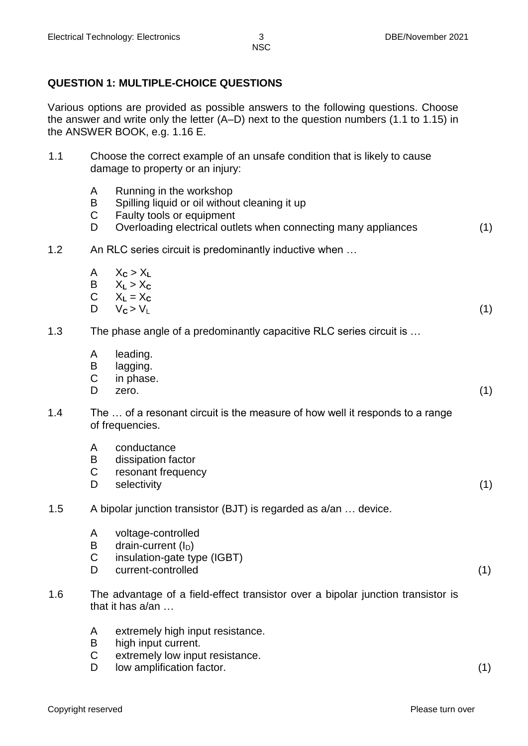## QUESTION 1: MULTIPLE-CHOICE QUESTIONS

Various options are provided as possible answers to the following questions. Choose the answer and write only the letter (A–D) next to the question numbers (1.1 to 1.15) in the ANSWER BOOK, e.g. 1.16 E.

1.1 Choose the correct example of an unsafe condition that is likely to cause damage to property or an injury:

A Running in the workshop
B Spilling liquid or oil without cleaning it up
C Faulty tools or equipment
D Overloading electrical outlets when connecting many appliances (1)

1.2 An RLC series circuit is predominantly inductive when …

A $X_C > X_L$
B $X_L > X_C$
C $X_L = X_C$
D $V_C > V_L$ (1)

1.3 The phase angle of a predominantly capacitive RLC series circuit is …

A leading.
B lagging.
C in phase.
D zero. (1)

1.4 The … of a resonant circuit is the measure of how well it responds to a range of frequencies.

A conductance
B dissipation factor
C resonant frequency
D selectivity (1)

1.5 A bipolar junction transistor (BJT) is regarded as a/an … device.

A voltage-controlled
B drain-current ($I_D$)
C insulation-gate type (IGBT)
D current-controlled (1)

1.6 The advantage of a field-effect transistor over a bipolar junction transistor is that it has a/an …

A extremely high input resistance.
B high input current.
C extremely low input resistance.
D low amplification factor. (1)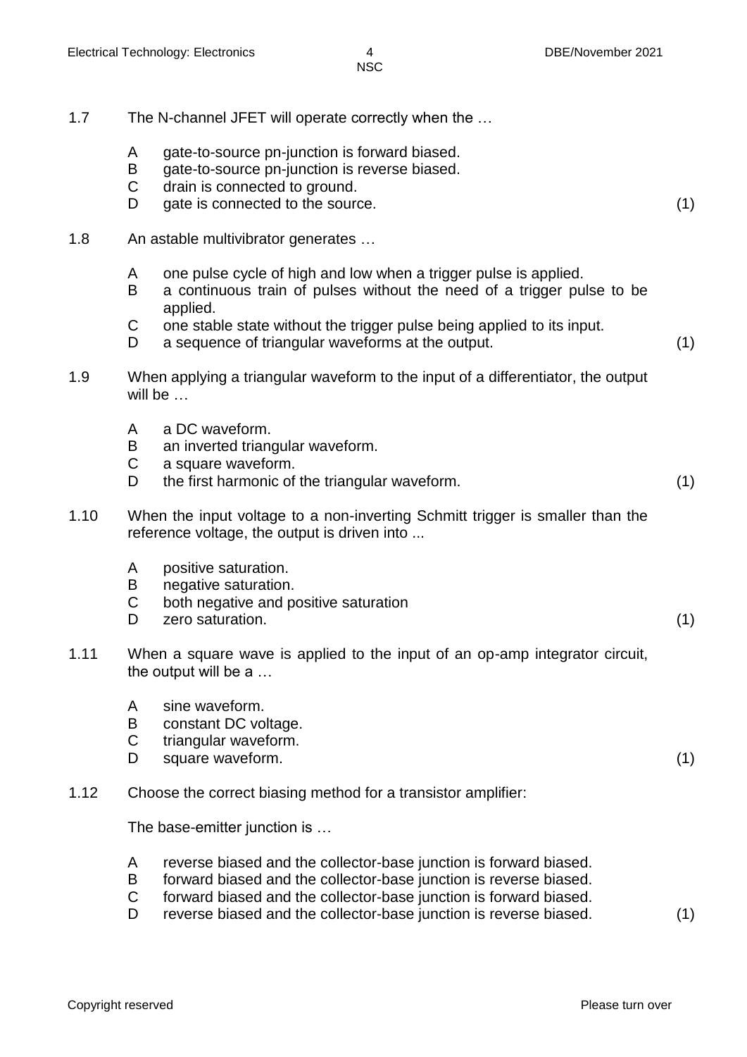1.7 The N-channel JFET will operate correctly when the …

- A gate-to-source pn-junction is forward biased.
- B gate-to-source pn-junction is reverse biased.
- C drain is connected to ground.
- D gate is connected to the source. (1)

1.8 An astable multivibrator generates …

- A one pulse cycle of high and low when a trigger pulse is applied.
- B a continuous train of pulses without the need of a trigger pulse to be applied.
- C one stable state without the trigger pulse being applied to its input.
- D a sequence of triangular waveforms at the output. (1)

1.9 When applying a triangular waveform to the input of a differentiator, the output will be …

- A a DC waveform.
- B an inverted triangular waveform.
- C a square waveform.
- D the first harmonic of the triangular waveform. (1)

1.10 When the input voltage to a non-inverting Schmitt trigger is smaller than the reference voltage, the output is driven into ...

- A positive saturation.
- B negative saturation.
- C both negative and positive saturation
- D zero saturation. (1)

1.11 When a square wave is applied to the input of an op-amp integrator circuit, the output will be a …

- A sine waveform.
- B constant DC voltage.
- C triangular waveform.
- D square waveform. (1)

1.12 Choose the correct biasing method for a transistor amplifier:

The base-emitter junction is …

- A reverse biased and the collector-base junction is forward biased.
- B forward biased and the collector-base junction is reverse biased.
- C forward biased and the collector-base junction is forward biased.
- D reverse biased and the collector-base junction is reverse biased. (1)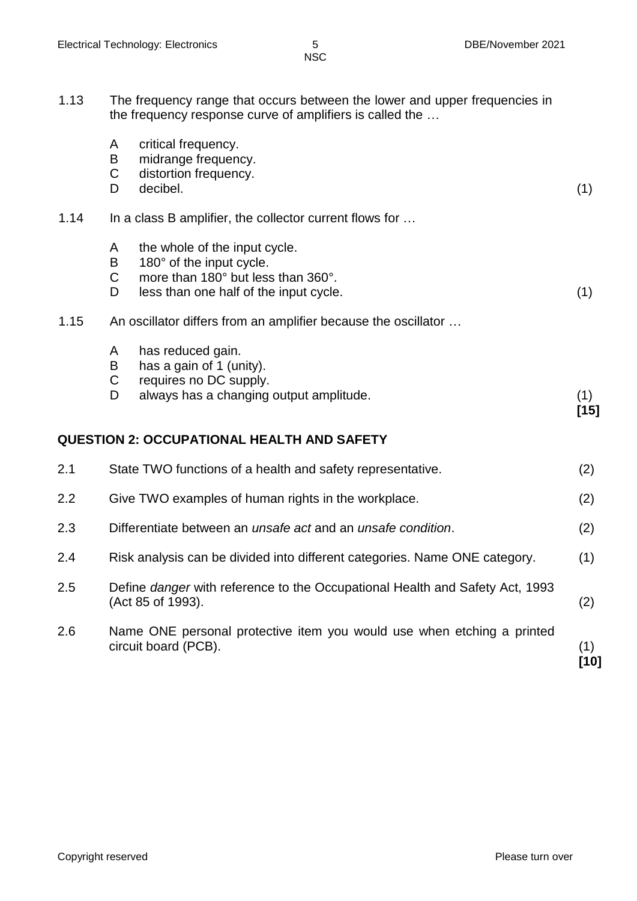1.13 The frequency range that occurs between the lower and upper frequencies in the frequency response curve of amplifiers is called the …

- A critical frequency.
- B midrange frequency.
- C distortion frequency.
- D decibel. (1)

1.14 In a class B amplifier, the collector current flows for …

- A the whole of the input cycle.
- B 180° of the input cycle.
- C more than 180° but less than 360°.
- D less than one half of the input cycle. (1)

1.15 An oscillator differs from an amplifier because the oscillator …

- A has reduced gain.
- B has a gain of 1 (unity).
- C requires no DC supply.
- D always has a changing output amplitude. (1)

**[15]**

## QUESTION 2: OCCUPATIONAL HEALTH AND SAFETY

2.1 State TWO functions of a health and safety representative. (2)

2.2 Give TWO examples of human rights in the workplace. (2)

2.3 Differentiate between an *unsafe act* and an *unsafe condition*. (2)

2.4 Risk analysis can be divided into different categories. Name ONE category. (1)

2.5 Define *danger* with reference to the Occupational Health and Safety Act, 1993 (Act 85 of 1993). (2)

2.6 Name ONE personal protective item you would use when etching a printed circuit board (PCB). (1)

**[10]**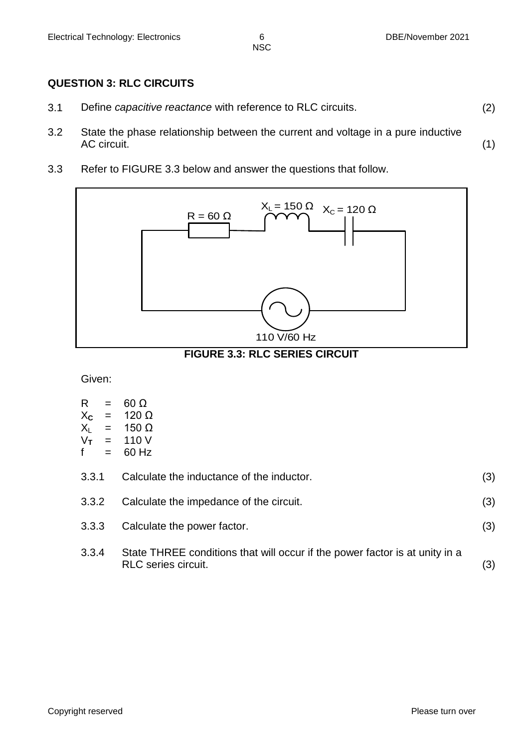## QUESTION 3: RLC CIRCUITS

3.1 Define *capacitive reactance* with reference to RLC circuits. (2)

3.2 State the phase relationship between the current and voltage in a pure inductive AC circuit. (1)

3.3 Refer to FIGURE 3.3 below and answer the questions that follow.

$X_L = 150\ \Omega$ $X_C = 120\ \Omega$ $R = 60\ \Omega$

110 V/60 Hz

**FIGURE 3.3: RLC SERIES CIRCUIT**

Given:

$R = 60\ \Omega$
$X_C = 120\ \Omega$
$X_L = 150\ \Omega$
$V_T = 110\ V$
$f = 60\ Hz$

3.3.1 Calculate the inductance of the inductor. (3)

3.3.2 Calculate the impedance of the circuit. (3)

3.3.3 Calculate the power factor. (3)

3.3.4 State THREE conditions that will occur if the power factor is at unity in a RLC series circuit. (3)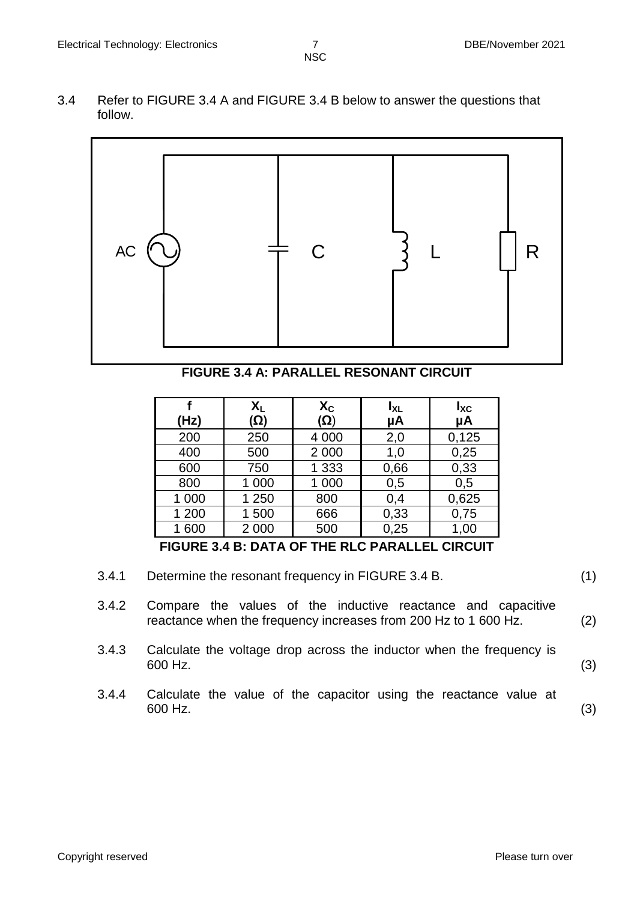3.4 Refer to FIGURE 3.4 A and FIGURE 3.4 B below to answer the questions that follow.

**FIGURE 3.4 A: PARALLEL RESONANT CIRCUIT**

| f (Hz) | $X_L$ (Ω) | $X_C$ (Ω) | $I_{XL}$ μA | $I_{XC}$ μA |
|---|---|---|---|---|
| 200 | 250 | 4 000 | 2,0 | 0,125 |
| 400 | 500 | 2 000 | 1,0 | 0,25 |
| 600 | 750 | 1 333 | 0,66 | 0,33 |
| 800 | 1 000 | 1 000 | 0,5 | 0,5 |
| 1 000 | 1 250 | 800 | 0,4 | 0,625 |
| 1 200 | 1 500 | 666 | 0,33 | 0,75 |
| 1 600 | 2 000 | 500 | 0,25 | 1,00 |

**FIGURE 3.4 B: DATA OF THE RLC PARALLEL CIRCUIT**

3.4.1 Determine the resonant frequency in FIGURE 3.4 B. (1)

3.4.2 Compare the values of the inductive reactance and capacitive reactance when the frequency increases from 200 Hz to 1 600 Hz. (2)

3.4.3 Calculate the voltage drop across the inductor when the frequency is 600 Hz. (3)

3.4.4 Calculate the value of the capacitor using the reactance value at 600 Hz. (3)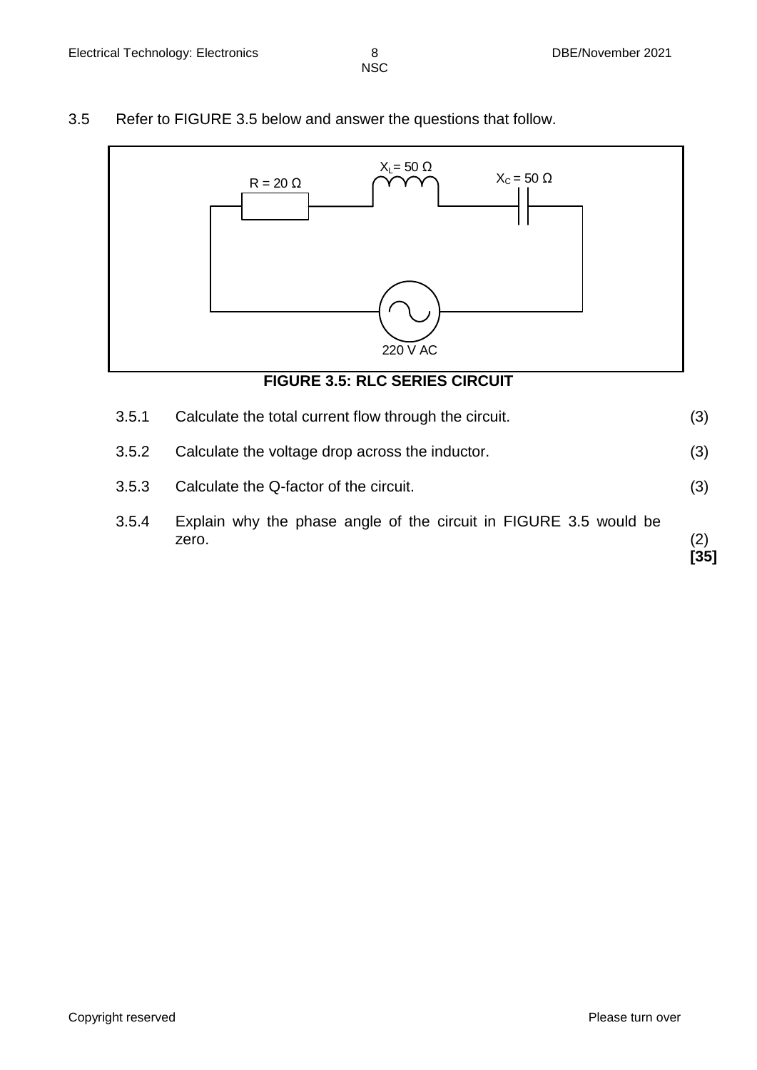3.5 Refer to FIGURE 3.5 below and answer the questions that follow.

$R = 20\ \Omega$ $X_L = 50\ \Omega$ $X_C = 50\ \Omega$

220 V AC

**FIGURE 3.5: RLC SERIES CIRCUIT**

| | | |
|---|---|---|
| 3.5.1 | Calculate the total current flow through the circuit. | (3) |
| 3.5.2 | Calculate the voltage drop across the inductor. | (3) |
| 3.5.3 | Calculate the Q-factor of the circuit. | (3) |
| 3.5.4 | Explain why the phase angle of the circuit in FIGURE 3.5 would be zero. | (2) |
| | | **[35]** |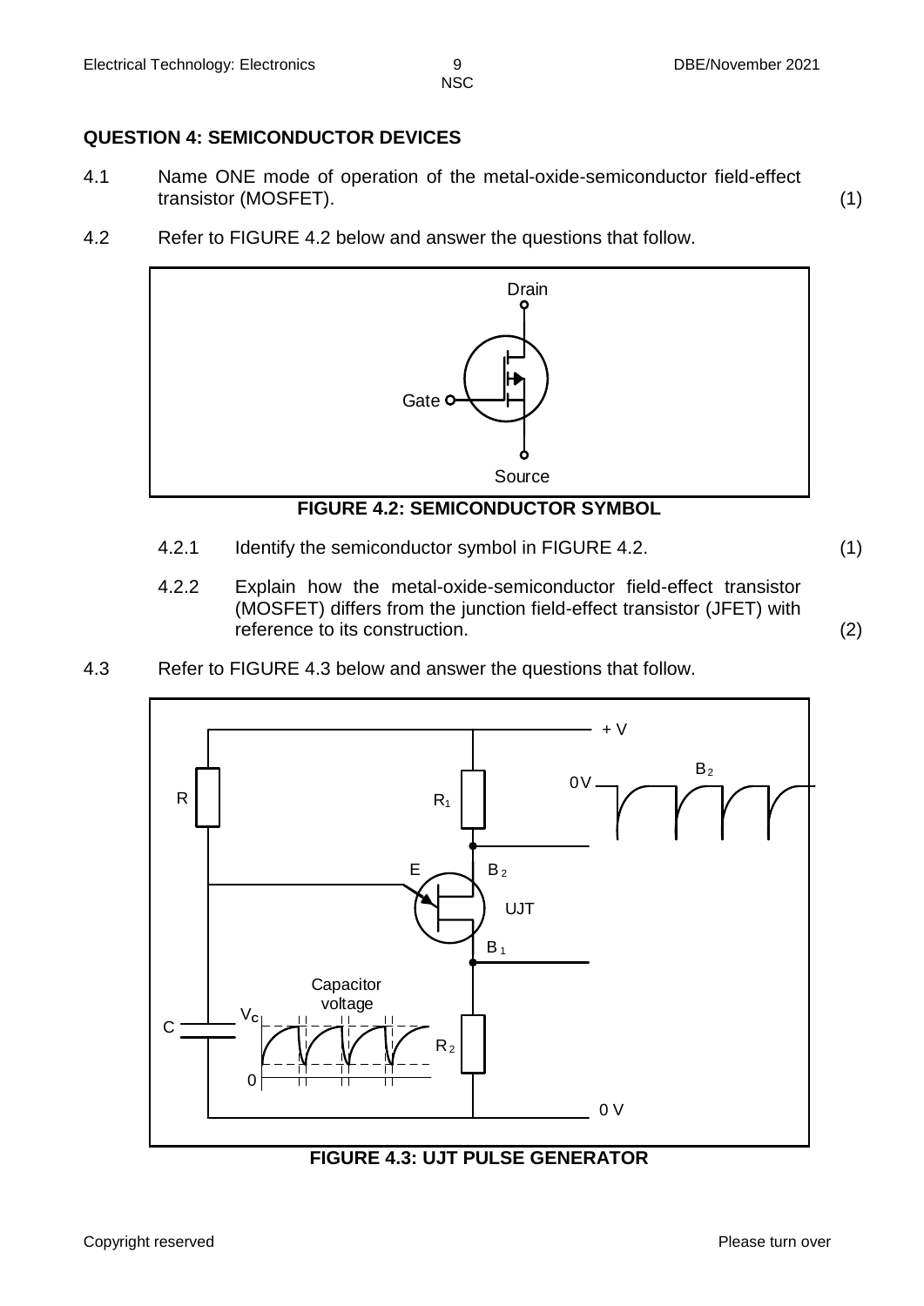## QUESTION 4: SEMICONDUCTOR DEVICES

4.1 Name ONE mode of operation of the metal-oxide-semiconductor field-effect transistor (MOSFET). (1)

4.2 Refer to FIGURE 4.2 below and answer the questions that follow.

**FIGURE 4.2: SEMICONDUCTOR SYMBOL**

4.2.1 Identify the semiconductor symbol in FIGURE 4.2. (1)

4.2.2 Explain how the metal-oxide-semiconductor field-effect transistor (MOSFET) differs from the junction field-effect transistor (JFET) with reference to its construction. (2)

4.3 Refer to FIGURE 4.3 below and answer the questions that follow.

**FIGURE 4.3: UJT PULSE GENERATOR**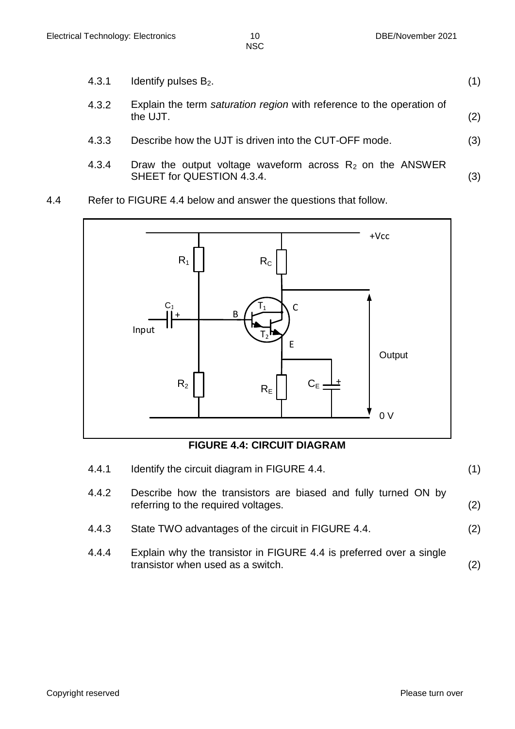4.3.1 Identify pulses $B_2$. (1)

4.3.2 Explain the term *saturation region* with reference to the operation of the UJT. (2)

4.3.3 Describe how the UJT is driven into the CUT-OFF mode. (3)

4.3.4 Draw the output voltage waveform across $R_2$ on the ANSWER SHEET for QUESTION 4.3.4. (3)

4.4 Refer to FIGURE 4.4 below and answer the questions that follow.

**FIGURE 4.4: CIRCUIT DIAGRAM**

4.4.1 Identify the circuit diagram in FIGURE 4.4. (1)

4.4.2 Describe how the transistors are biased and fully turned ON by referring to the required voltages. (2)

4.4.3 State TWO advantages of the circuit in FIGURE 4.4. (2)

4.4.4 Explain why the transistor in FIGURE 4.4 is preferred over a single transistor when used as a switch. (2)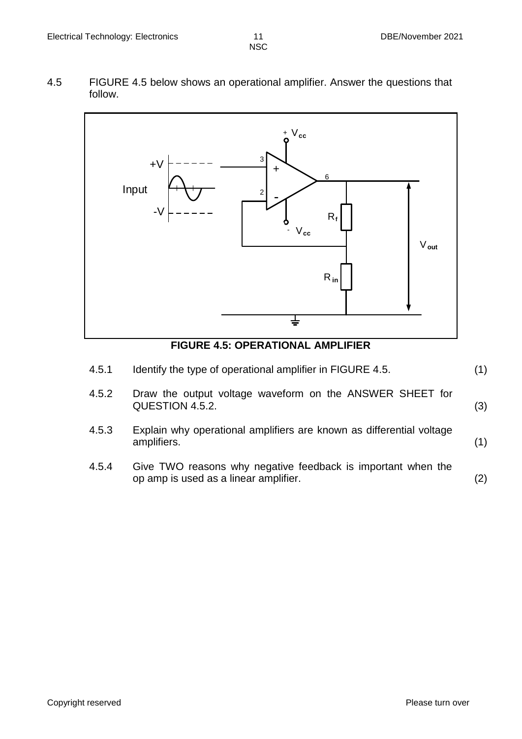4.5 FIGURE 4.5 below shows an operational amplifier. Answer the questions that follow.

**FIGURE 4.5: OPERATIONAL AMPLIFIER**

4.5.1 Identify the type of operational amplifier in FIGURE 4.5. (1)

4.5.2 Draw the output voltage waveform on the ANSWER SHEET for QUESTION 4.5.2. (3)

4.5.3 Explain why operational amplifiers are known as differential voltage amplifiers. (1)

4.5.4 Give TWO reasons why negative feedback is important when the op amp is used as a linear amplifier. (2)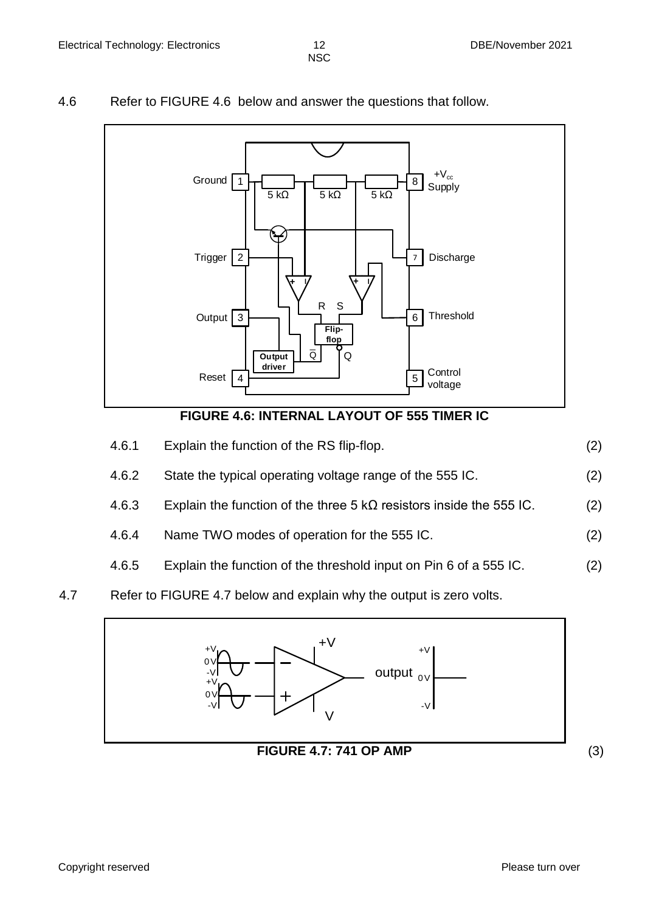4.6 Refer to FIGURE 4.6 below and answer the questions that follow.

**FIGURE 4.6: INTERNAL LAYOUT OF 555 TIMER IC**

| | | |
|---|---|---|
| 4.6.1 | Explain the function of the RS flip-flop. | (2) |
| 4.6.2 | State the typical operating voltage range of the 555 IC. | (2) |
| 4.6.3 | Explain the function of the three 5 kΩ resistors inside the 555 IC. | (2) |
| 4.6.4 | Name TWO modes of operation for the 555 IC. | (2) |
| 4.6.5 | Explain the function of the threshold input on Pin 6 of a 555 IC. | (2) |

4.7 Refer to FIGURE 4.7 below and explain why the output is zero volts.

**FIGURE 4.7: 741 OP AMP** (3)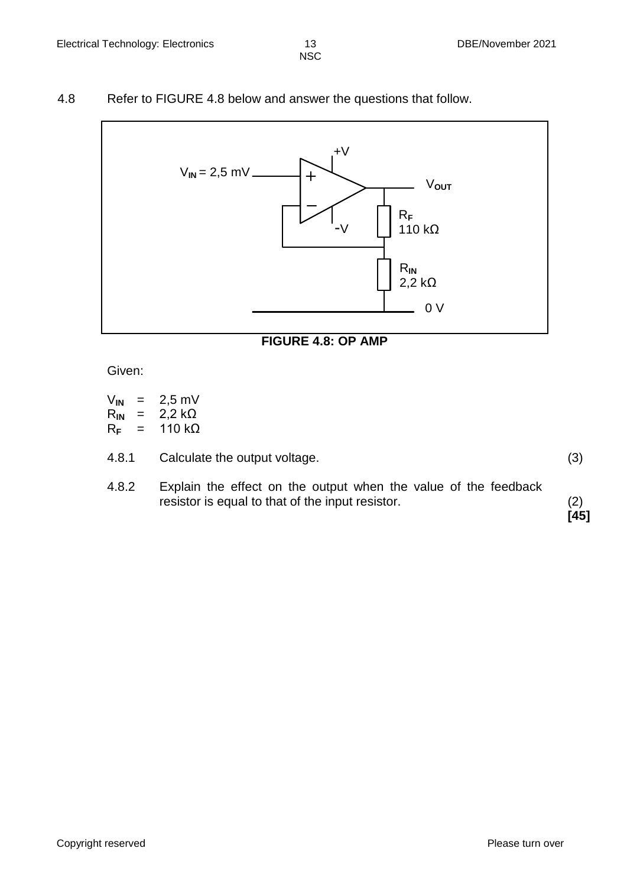4.8 Refer to FIGURE 4.8 below and answer the questions that follow.

$V_{IN}$ = 2,5 mV

+V

-V

$V_{OUT}$

$R_F$ 110 kΩ

$R_{IN}$ 2,2 kΩ

0 V

**FIGURE 4.8: OP AMP**

Given:

$V_{IN}$ = 2,5 mV
$R_{IN}$ = 2,2 kΩ
$R_F$ = 110 kΩ

4.8.1 Calculate the output voltage. (3)

4.8.2 Explain the effect on the output when the value of the feedback resistor is equal to that of the input resistor. (2)

**[45]**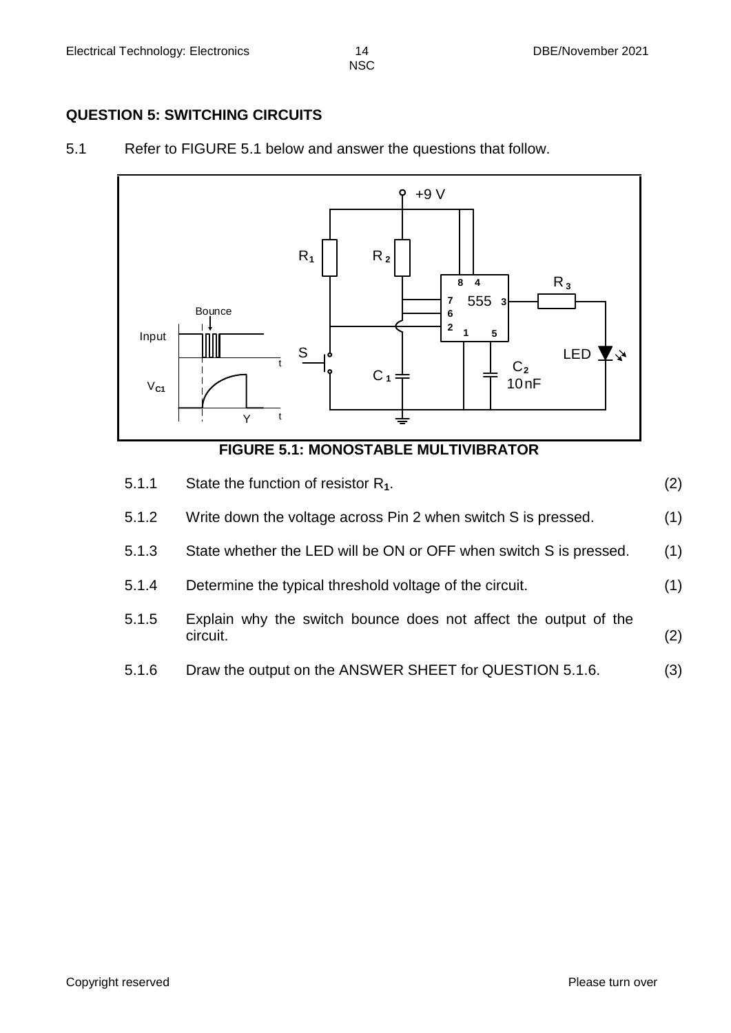## QUESTION 5: SWITCHING CIRCUITS

5.1 Refer to FIGURE 5.1 below and answer the questions that follow.

**FIGURE 5.1: MONOSTABLE MULTIVIBRATOR**

| | | |
|---|---|---|
| 5.1.1 | State the function of resistor $R_1$. | (2) |
| 5.1.2 | Write down the voltage across Pin 2 when switch S is pressed. | (1) |
| 5.1.3 | State whether the LED will be ON or OFF when switch S is pressed. | (1) |
| 5.1.4 | Determine the typical threshold voltage of the circuit. | (1) |
| 5.1.5 | Explain why the switch bounce does not affect the output of the circuit. | (2) |
| 5.1.6 | Draw the output on the ANSWER SHEET for QUESTION 5.1.6. | (3) |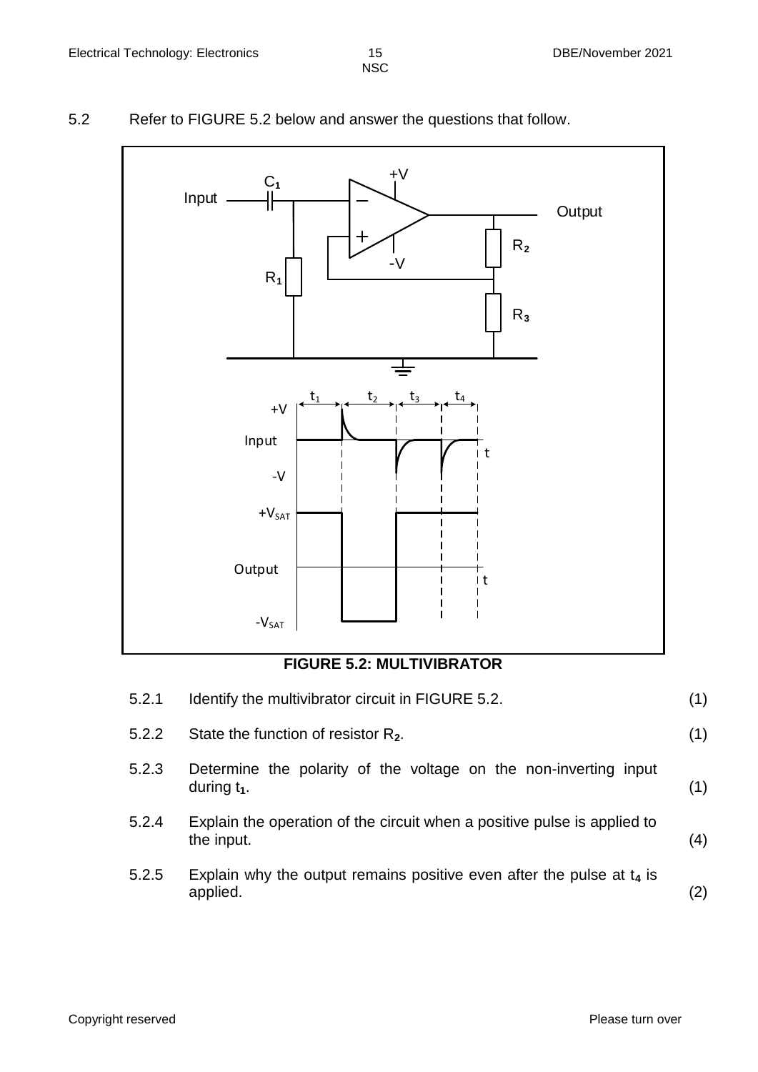5.2 Refer to FIGURE 5.2 below and answer the questions that follow.

**FIGURE 5.2: MULTIVIBRATOR**

5.2.1 Identify the multivibrator circuit in FIGURE 5.2. (1)

5.2.2 State the function of resistor $R_2$. (1)

5.2.3 Determine the polarity of the voltage on the non-inverting input during $t_1$. (1)

5.2.4 Explain the operation of the circuit when a positive pulse is applied to the input. (4)

5.2.5 Explain why the output remains positive even after the pulse at $t_4$ is applied. (2)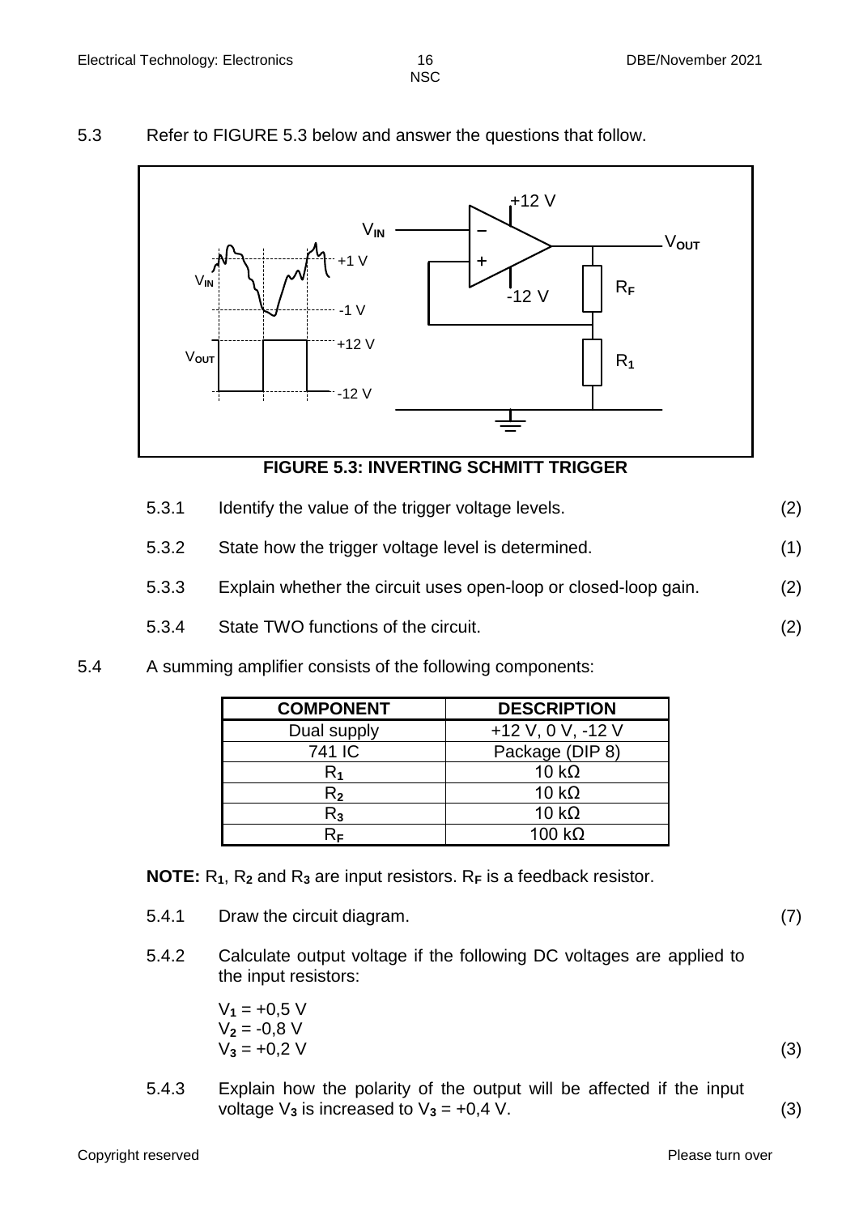5.3 Refer to FIGURE 5.3 below and answer the questions that follow.

**FIGURE 5.3: INVERTING SCHMITT TRIGGER**

5.3.1 Identify the value of the trigger voltage levels. (2)

5.3.2 State how the trigger voltage level is determined. (1)

5.3.3 Explain whether the circuit uses open-loop or closed-loop gain. (2)

5.3.4 State TWO functions of the circuit. (2)

5.4 A summing amplifier consists of the following components:

| COMPONENT | DESCRIPTION |
|---|---|
| Dual supply | +12 V, 0 V, -12 V |
| 741 IC | Package (DIP 8) |
| $R_1$ | 10 kΩ |
| $R_2$ | 10 kΩ |
| $R_3$ | 10 kΩ |
| $R_F$ | 100 kΩ |

**NOTE:** $R_1$, $R_2$ and $R_3$ are input resistors. $R_F$ is a feedback resistor.

5.4.1 Draw the circuit diagram. (7)

5.4.2 Calculate output voltage if the following DC voltages are applied to the input resistors:

$V_1$ = +0,5 V
$V_2$ = -0,8 V
$V_3$ = +0,2 V (3)

5.4.3 Explain how the polarity of the output will be affected if the input voltage $V_3$ is increased to $V_3$ = +0,4 V. (3)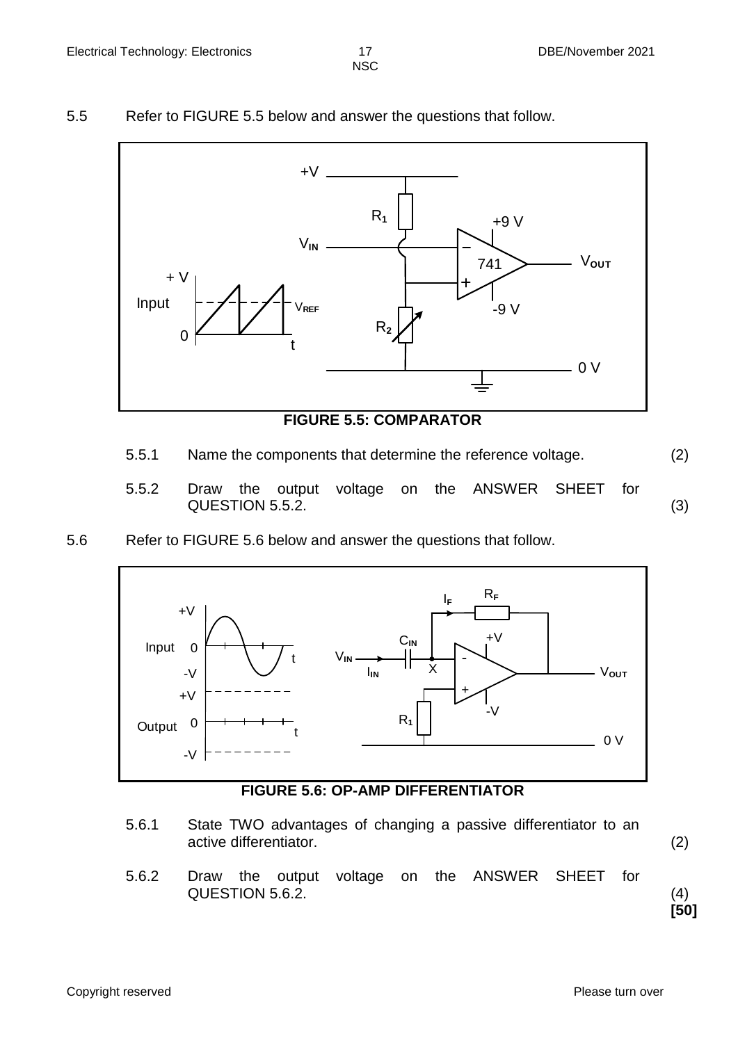5.5 Refer to FIGURE 5.5 below and answer the questions that follow.

**FIGURE 5.5: COMPARATOR**

5.5.1 Name the components that determine the reference voltage. (2)

5.5.2 Draw the output voltage on the ANSWER SHEET for QUESTION 5.5.2. (3)

5.6 Refer to FIGURE 5.6 below and answer the questions that follow.

**FIGURE 5.6: OP-AMP DIFFERENTIATOR**

5.6.1 State TWO advantages of changing a passive differentiator to an active differentiator. (2)

5.6.2 Draw the output voltage on the ANSWER SHEET for QUESTION 5.6.2. (4)

**[50]**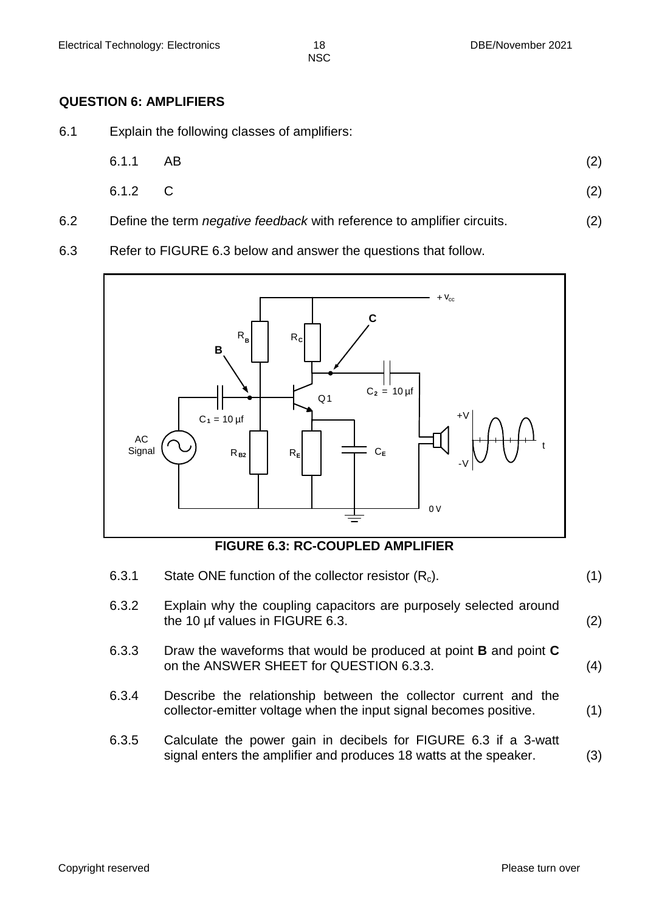## QUESTION 6: AMPLIFIERS

6.1 Explain the following classes of amplifiers:

6.1.1 AB (2)

6.1.2 C (2)

6.2 Define the term *negative feedback* with reference to amplifier circuits. (2)

6.3 Refer to FIGURE 6.3 below and answer the questions that follow.

**FIGURE 6.3: RC-COUPLED AMPLIFIER**

6.3.1 State ONE function of the collector resistor ($R_c$). (1)

6.3.2 Explain why the coupling capacitors are purposely selected around the 10 µf values in FIGURE 6.3. (2)

6.3.3 Draw the waveforms that would be produced at point **B** and point **C** on the ANSWER SHEET for QUESTION 6.3.3. (4)

6.3.4 Describe the relationship between the collector current and the collector-emitter voltage when the input signal becomes positive. (1)

6.3.5 Calculate the power gain in decibels for FIGURE 6.3 if a 3-watt signal enters the amplifier and produces 18 watts at the speaker. (3)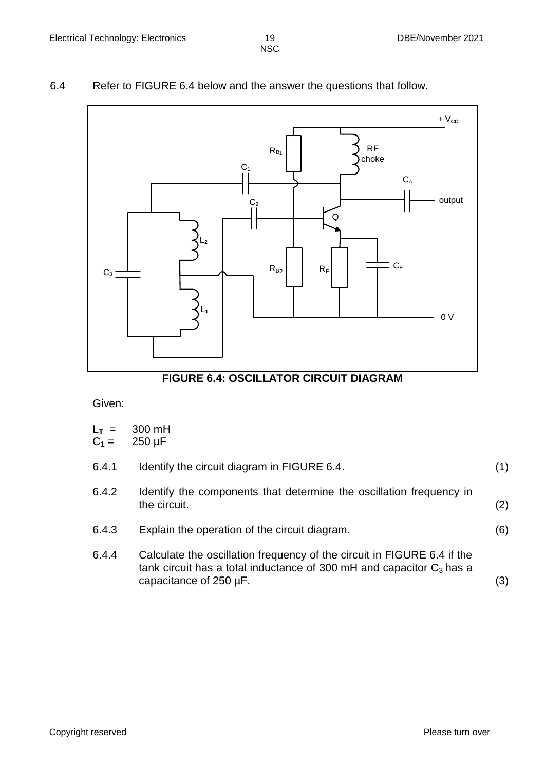6.4 Refer to FIGURE 6.4 below and the answer the questions that follow.

**FIGURE 6.4: OSCILLATOR CIRCUIT DIAGRAM**

Given:

$L_T$ = 300 mH
$C_1$ = 250 µF

6.4.1 Identify the circuit diagram in FIGURE 6.4. (1)

6.4.2 Identify the components that determine the oscillation frequency in the circuit. (2)

6.4.3 Explain the operation of the circuit diagram. (6)

6.4.4 Calculate the oscillation frequency of the circuit in FIGURE 6.4 if the tank circuit has a total inductance of 300 mH and capacitor $C_3$ has a capacitance of 250 µF. (3)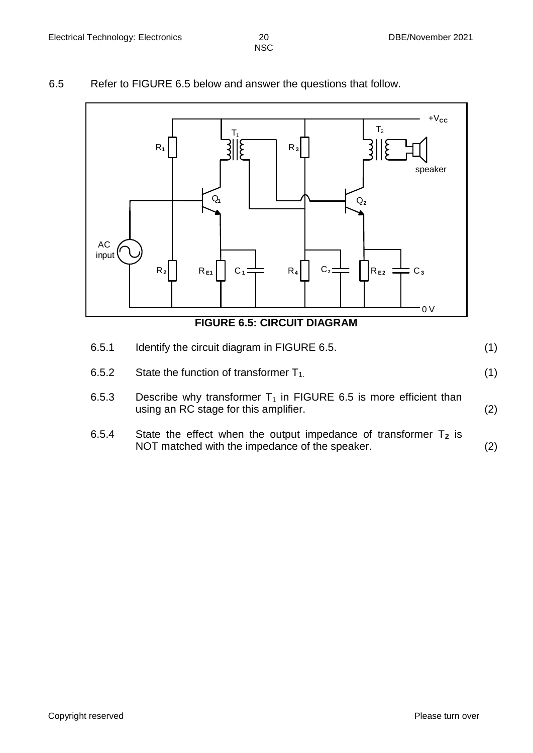6.5 Refer to FIGURE 6.5 below and answer the questions that follow.

**FIGURE 6.5: CIRCUIT DIAGRAM**

| | | |
|---|---|---|
| 6.5.1 | Identify the circuit diagram in FIGURE 6.5. | (1) |
| 6.5.2 | State the function of transformer $T_1$. | (1) |
| 6.5.3 | Describe why transformer $T_1$ in FIGURE 6.5 is more efficient than using an RC stage for this amplifier. | (2) |
| 6.5.4 | State the effect when the output impedance of transformer $T_2$ is NOT matched with the impedance of the speaker. | (2) |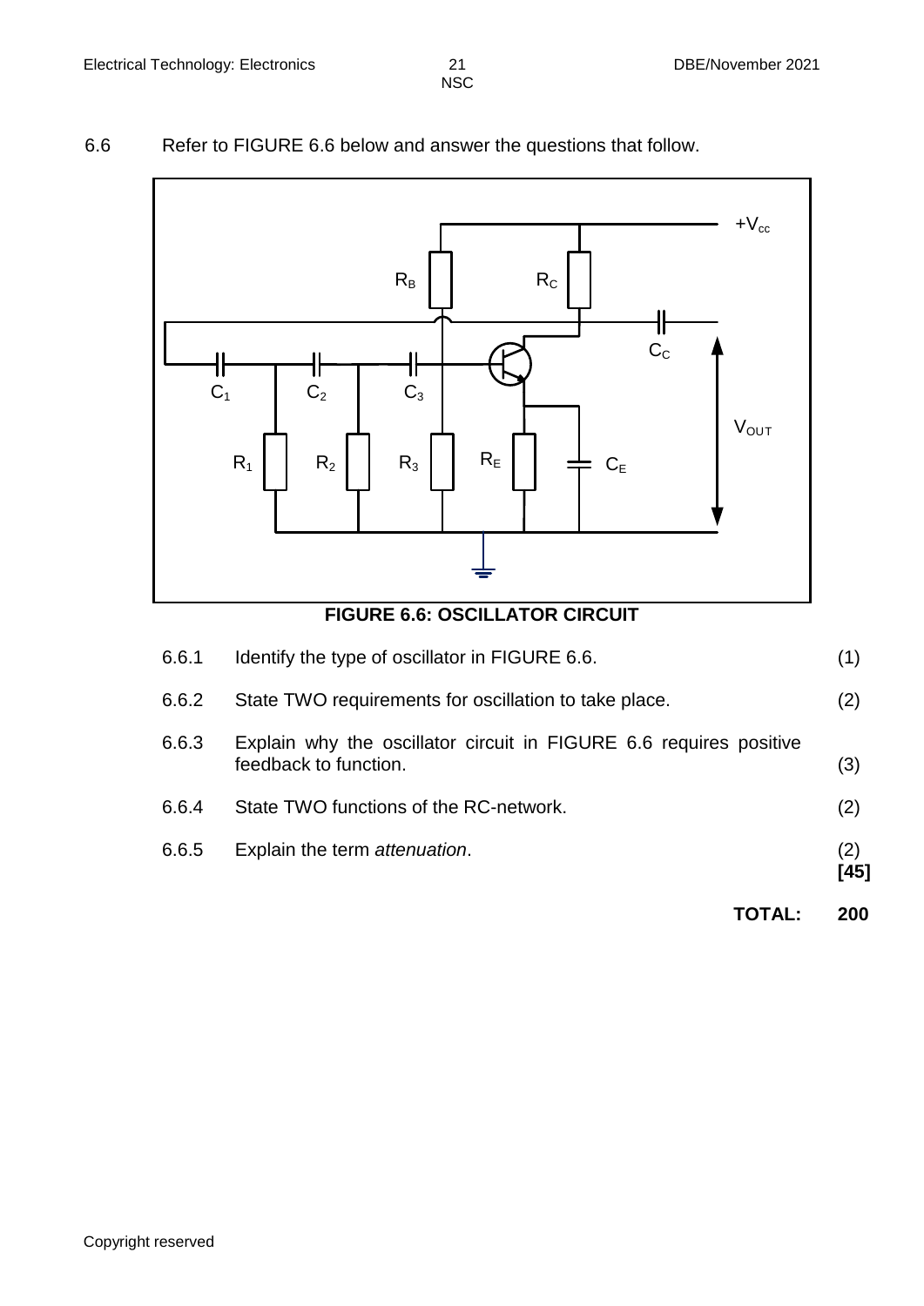6.6 Refer to FIGURE 6.6 below and answer the questions that follow.

**FIGURE 6.6: OSCILLATOR CIRCUIT**

| | | |
|---|---|---|
| 6.6.1 | Identify the type of oscillator in FIGURE 6.6. | (1) |
| 6.6.2 | State TWO requirements for oscillation to take place. | (2) |
| 6.6.3 | Explain why the oscillator circuit in FIGURE 6.6 requires positive feedback to function. | (3) |
| 6.6.4 | State TWO functions of the RC-network. | (2) |
| 6.6.5 | Explain the term *attenuation*. | (2) **[45]** |

**TOTAL: 200**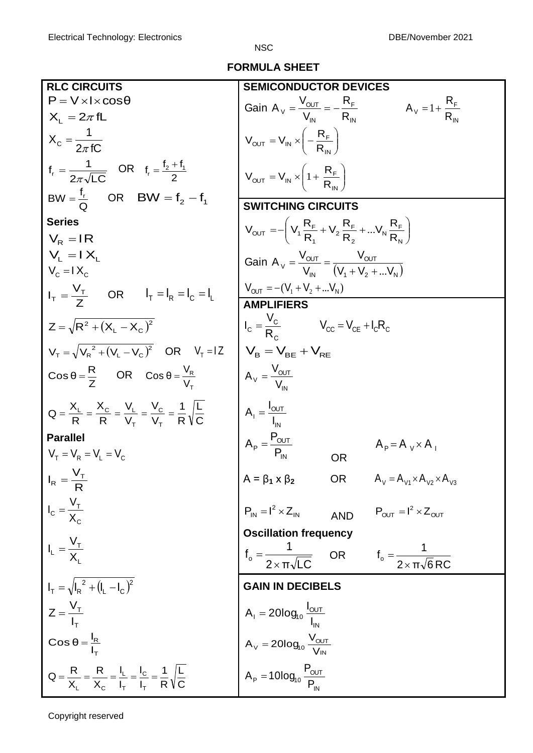# FORMULA SHEET

## RLC CIRCUITS

$P = V \times I \times \cos\theta$

$X_L = 2\pi fL$

$X_C = \frac{1}{2\pi fC}$

$f_r = \frac{1}{2\pi\sqrt{LC}}$ OR $f_r = \frac{f_2 + f_1}{2}$

$BW = \frac{f_r}{Q}$ OR $BW = f_2 - f_1$

### Series

$V_R = IR$

$V_L = IX_L$

$V_C = IX_C$

$I_T = \frac{V_T}{Z}$ OR $I_T = I_R = I_C = I_L$

$Z = \sqrt{R^2 + (X_L - X_C)^2}$

$V_T = \sqrt{V_R{}^2 + (V_L - V_C)^2}$ OR $V_T = IZ$

$\text{Cos}\,\theta = \frac{R}{Z}$ OR $\text{Cos}\,\theta = \frac{V_R}{V_T}$

$Q = \frac{X_L}{R} = \frac{X_C}{R} = \frac{V_L}{V_T} = \frac{V_C}{V_T} = \frac{1}{R}\sqrt{\frac{L}{C}}$

### Parallel

$V_T = V_R = V_L = V_C$

$I_R = \frac{V_T}{R}$

$I_C = \frac{V_T}{X_C}$

$I_L = \frac{V_T}{X_L}$

$I_T = \sqrt{I_R{}^2 + (I_L - I_C)^2}$

$Z = \frac{V_T}{I_T}$

$\text{Cos}\,\theta = \frac{I_R}{I_T}$

$Q = \frac{R}{X_L} = \frac{R}{X_C} = \frac{I_L}{I_T} = \frac{I_C}{I_T} = \frac{1}{R}\sqrt{\frac{L}{C}}$

## SEMICONDUCTOR DEVICES

Gain $A_V = \frac{V_{OUT}}{V_{IN}} = -\frac{R_F}{R_{IN}}$ $\quad A_V = 1 + \frac{R_F}{R_{IN}}$

$V_{OUT} = V_{IN} \times \left(-\frac{R_F}{R_{IN}}\right)$

$V_{OUT} = V_{IN} \times \left(1 + \frac{R_F}{R_{IN}}\right)$

## SWITCHING CIRCUITS

$V_{OUT} = -\left(V_1\frac{R_F}{R_1} + V_2\frac{R_F}{R_2} + ...V_N\frac{R_F}{R_N}\right)$

Gain $A_V = \frac{V_{OUT}}{V_{IN}} = \frac{V_{OUT}}{(V_1 + V_2 + ...V_N)}$

$V_{OUT} = -(V_1 + V_2 + ...V_N)$

## AMPLIFIERS

$I_C = \frac{V_C}{R_C}$ $\quad V_{CC} = V_{CE} + I_C R_C$

$V_B = V_{BE} + V_{RE}$

$A_V = \frac{V_{OUT}}{V_{IN}}$

$A_I = \frac{I_{OUT}}{I_{IN}}$

$A_P = \frac{P_{OUT}}{P_{IN}}$ OR $A_P = A_V \times A_I$

$A = \beta_1 \times \beta_2$ OR $A_V = A_{V1} \times A_{V2} \times A_{V3}$

$P_{IN} = I^2 \times Z_{IN}$ AND $P_{OUT} = I^2 \times Z_{OUT}$

### Oscillation frequency

$f_o = \frac{1}{2 \times \pi\sqrt{LC}}$ OR $f_o = \frac{1}{2 \times \pi\sqrt{6}RC}$

## GAIN IN DECIBELS

$A_I = 20\log_{10}\frac{I_{OUT}}{I_{IN}}$

$A_V = 20\log_{10}\frac{V_{OUT}}{V_{IN}}$

$A_P = 10\log_{10}\frac{P_{OUT}}{P_{IN}}$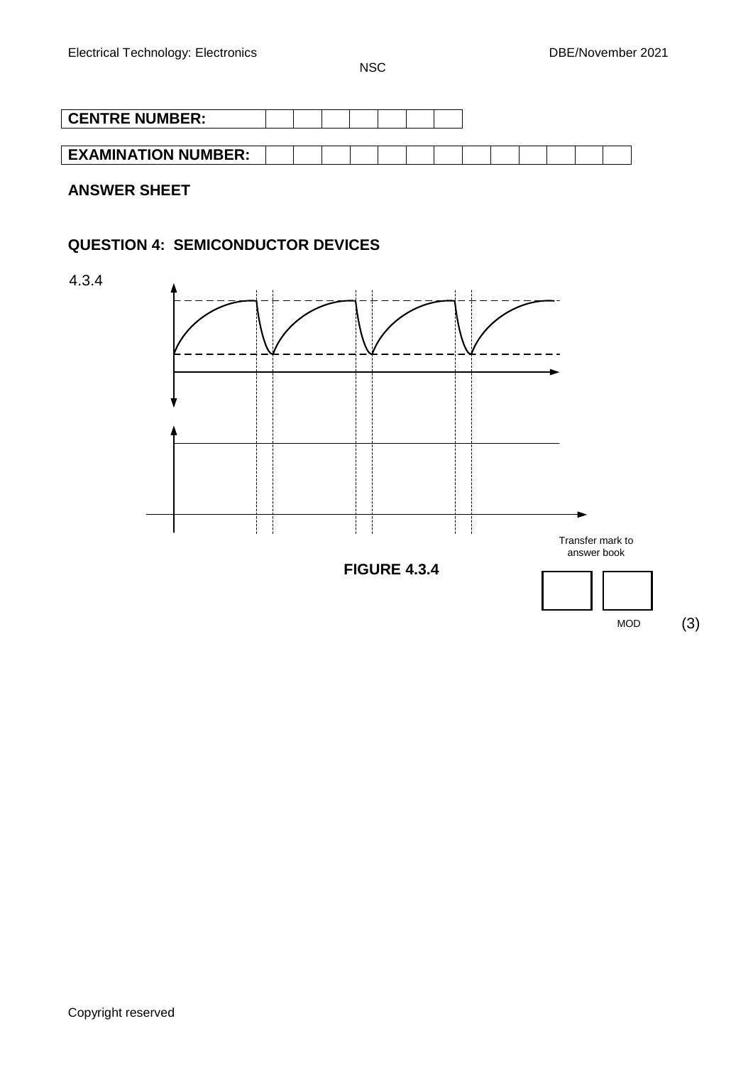**CENTRE NUMBER:** | | | | | | | |

**EXAMINATION NUMBER:** | | | | | | | | | | | | | |

## ANSWER SHEET

### QUESTION 4: SEMICONDUCTOR DEVICES

4.3.4

**FIGURE 4.3.4**

Transfer mark to answer book

MOD

(3)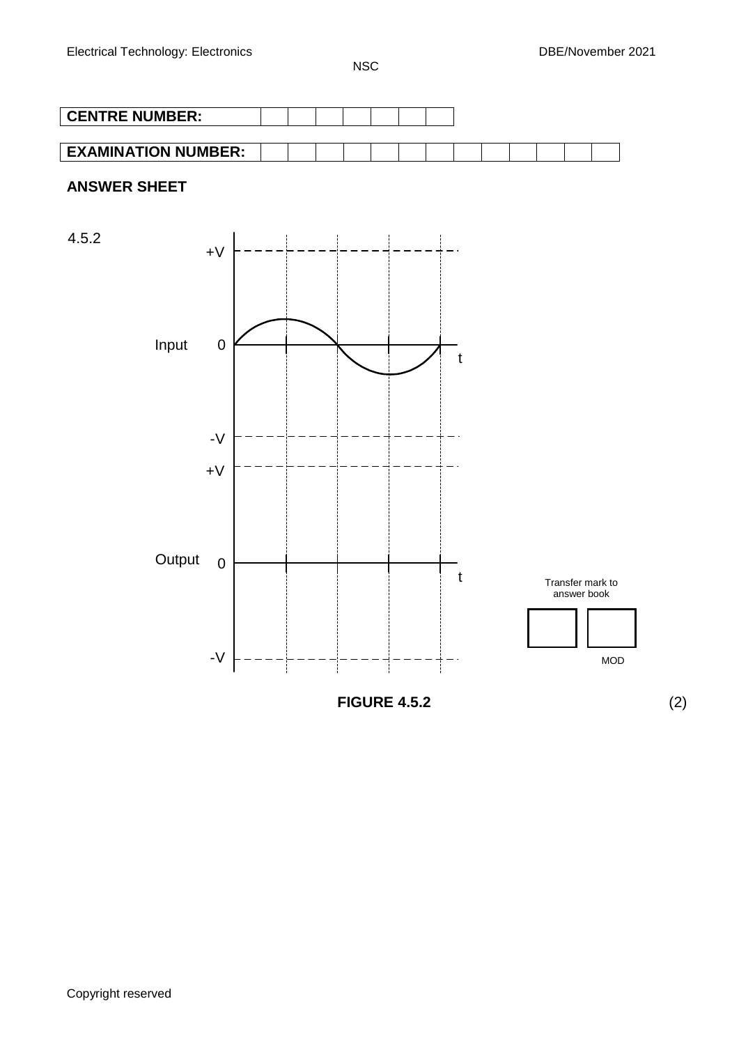**CENTRE NUMBER:**

**EXAMINATION NUMBER:**

## ANSWER SHEET

4.5.2

+V

Input 0 t

-V

+V

Output 0 t

-V

Transfer mark to answer book

MOD

**FIGURE 4.5.2** (2)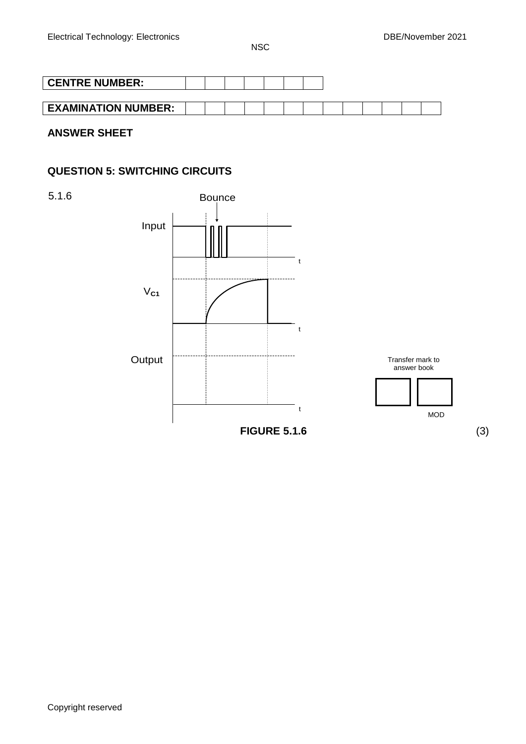| **CENTRE NUMBER:** | | | | | | | |
|---|---|---|---|---|---|---|---|

| **EXAMINATION NUMBER:** | | | | | | | | | | | | | |
|---|---|---|---|---|---|---|---|---|---|---|---|---|---|

**ANSWER SHEET**

**QUESTION 5: SWITCHING CIRCUITS**

5.1.6

Bounce

Input

t

$V_{C1}$

t

Output

t

Transfer mark to answer book

MOD

**FIGURE 5.1.6** (3)

Copyright reserved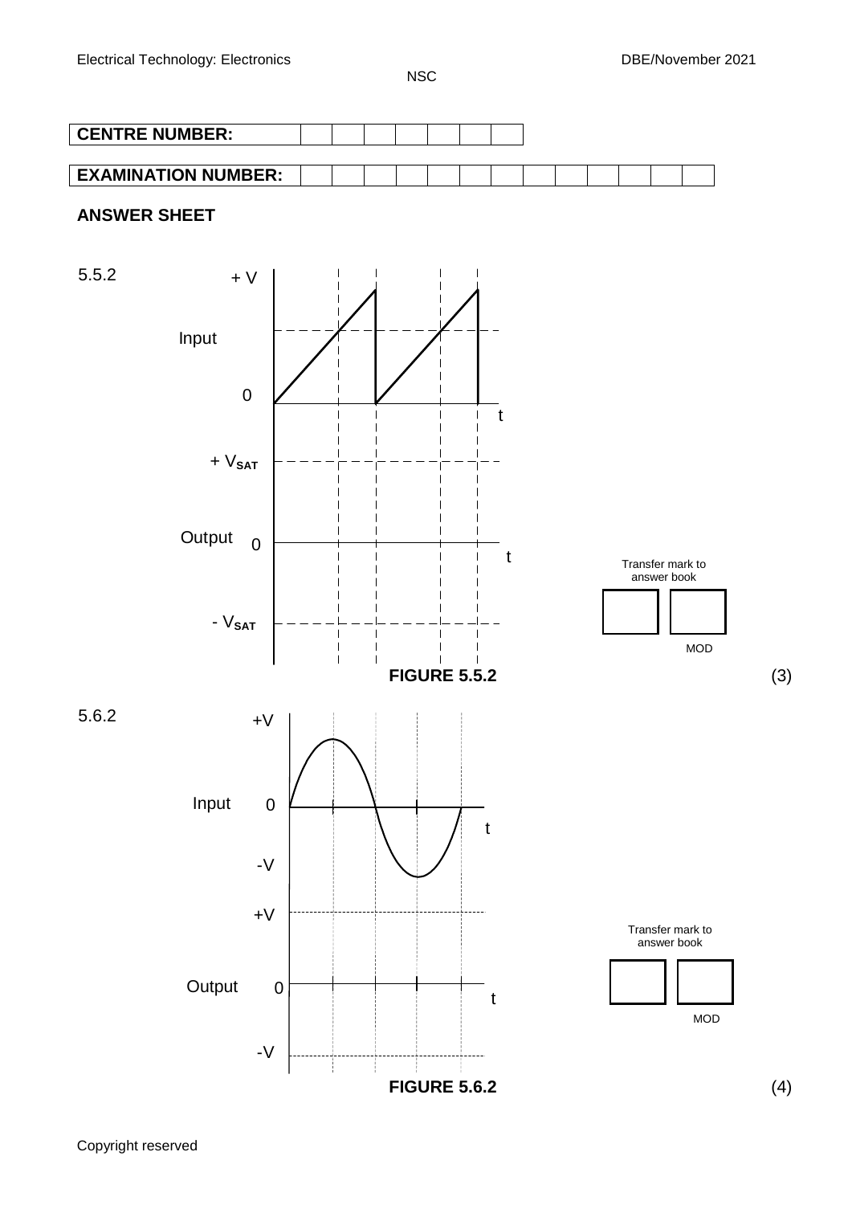| **CENTRE NUMBER:** | | | | | | | |
|---|---|---|---|---|---|---|---|

| **EXAMINATION NUMBER:** | | | | | | | | | | | | | |
|---|---|---|---|---|---|---|---|---|---|---|---|---|---|

## ANSWER SHEET

5.5.2

Input: + V, 0, t

Output: + $V_{SAT}$, 0, t, - $V_{SAT}$

Transfer mark to answer book

MOD

**FIGURE 5.5.2** (3)

5.6.2

Input: +V, 0, t, -V

Output: +V, 0, t, -V

Transfer mark to answer book

MOD

**FIGURE 5.6.2** (4)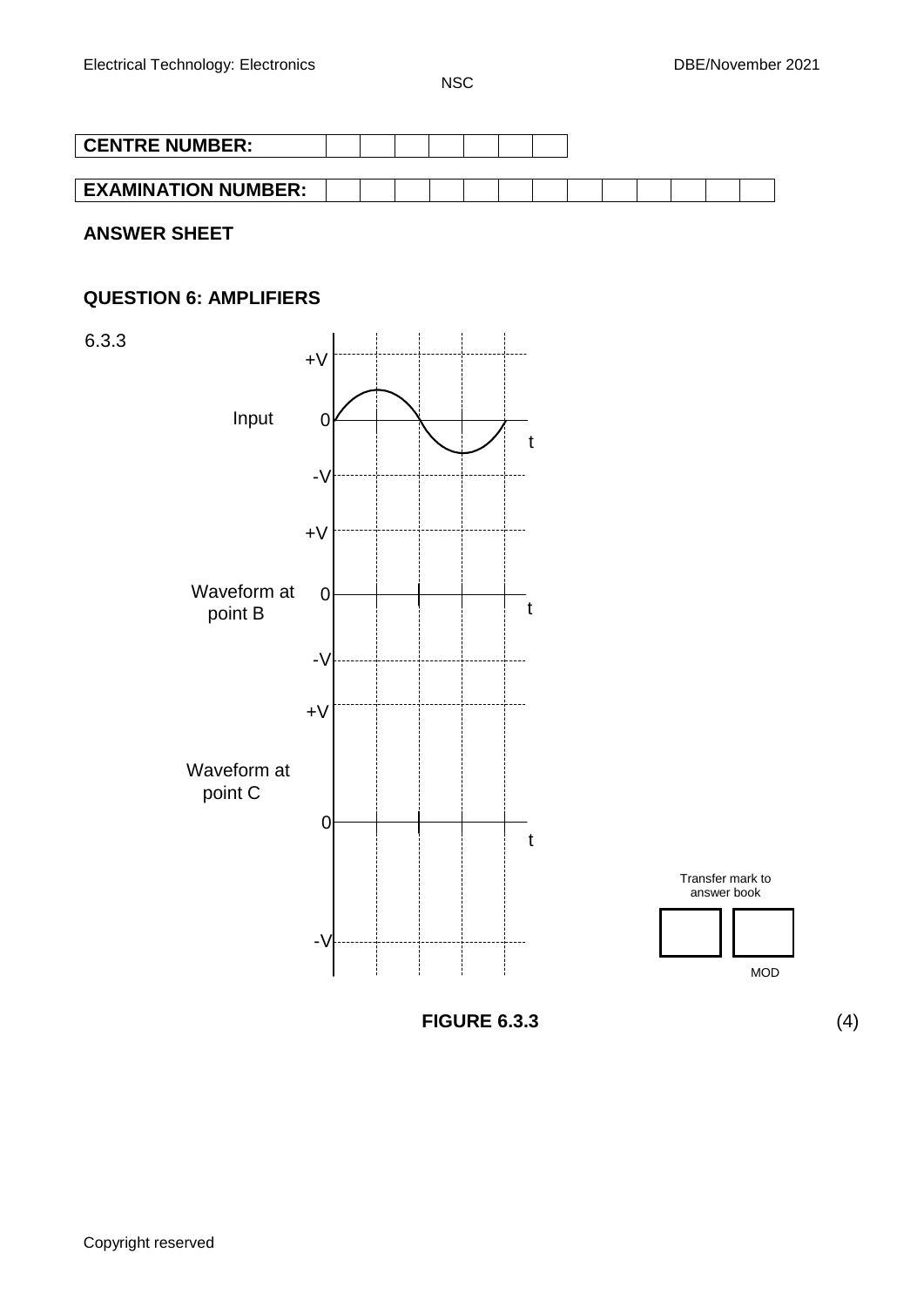| | |
|---|---|
| **CENTRE NUMBER:** | |
| **EXAMINATION NUMBER:** | |

**ANSWER SHEET**

## QUESTION 6: AMPLIFIERS

6.3.3

+V

Input 0

t

-V

+V

Waveform at point B 0

t

-V

+V

Waveform at point C

0

t

-V

Transfer mark to answer book

MOD

**FIGURE 6.3.3** (4)